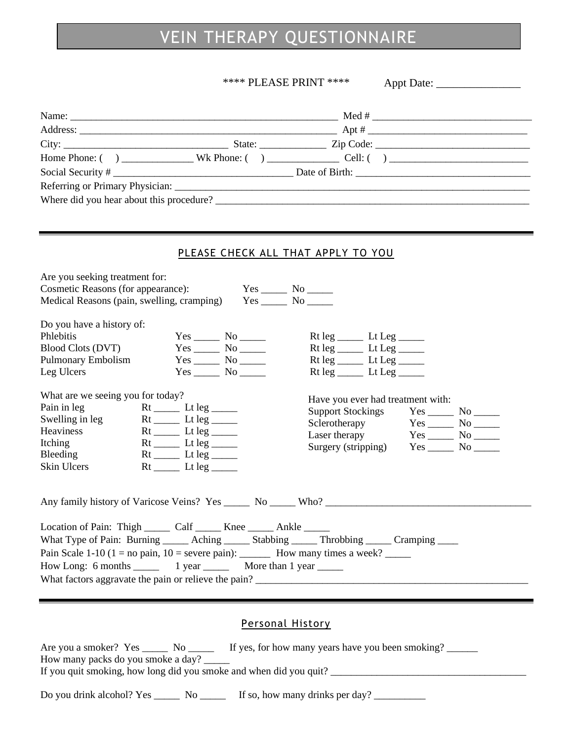# VEIN THERAPY QUESTIONNAIRE

**** PLEASE PRINT **** Appt Date: _______________

Name: _______________________________________________________ Med # _______________________________

Address: _____________________________________________________ Apt # _______________________________

City: _________________________________ State: _____________ Zip Code: ______________________________

Home Phone: ( ) ______________ Wk Phone: ( ) ______________ Cell: ( ) ___________________________

Social Security # ___________________________________ Date of Birth: __________________________________

Referring or Primary Physician: ___________________________________________________________________________

Where did you hear about this procedure? ________________________________________________________________

---

## PLEASE CHECK ALL THAT APPLY TO YOU

Are you seeking treatment for:

Cosmetic Reasons (for appearance): Yes _____ No _____

Medical Reasons (pain, swelling, cramping) Yes _____ No _____

Do you have a history of:

| | | | | |
|---|---|---|---|---|
| Phlebitis | Yes _____ | No _____ | Rt leg _____ | Lt Leg _____ |
| Blood Clots (DVT) | Yes _____ | No _____ | Rt leg _____ | Lt Leg _____ |
| Pulmonary Embolism | Yes _____ | No _____ | Rt leg _____ | Lt Leg _____ |
| Leg Ulcers | Yes _____ | No _____ | Rt leg _____ | Lt Leg _____ |

What are we seeing you for today?

| | | |
|---|---|---|
| Pain in leg | Rt _____ | Lt leg _____ |
| Swelling in leg | Rt _____ | Lt leg _____ |
| Heaviness | Rt _____ | Lt leg _____ |
| Itching | Rt _____ | Lt leg _____ |
| Bleeding | Rt _____ | Lt leg _____ |
| Skin Ulcers | Rt _____ | Lt leg _____ |

Have you ever had treatment with:

| | | |
|---|---|---|
| Support Stockings | Yes _____ | No _____ |
| Sclerotherapy | Yes _____ | No _____ |
| Laser therapy | Yes _____ | No _____ |
| Surgery (stripping) | Yes _____ | No _____ |

Any family history of Varicose Veins? Yes _____ No _____ Who? ________________________________________

Location of Pain: Thigh _____ Calf _____ Knee _____ Ankle _____

What Type of Pain: Burning _____ Aching _____ Stabbing _____ Throbbing _____ Cramping ____

Pain Scale 1-10 (1 = no pain, 10 = severe pain): ______ How many times a week? _____

How Long: 6 months _____ 1 year _____ More than 1 year _____

What factors aggravate the pain or relieve the pain? _______________________________________________________

---

## Personal History

Are you a smoker? Yes _____ No _____ If yes, for how many years have you been smoking? ______

How many packs do you smoke a day? _____

If you quit smoking, how long did you smoke and when did you quit? ______________________________________

Do you drink alcohol? Yes _____ No _____ If so, how many drinks per day? __________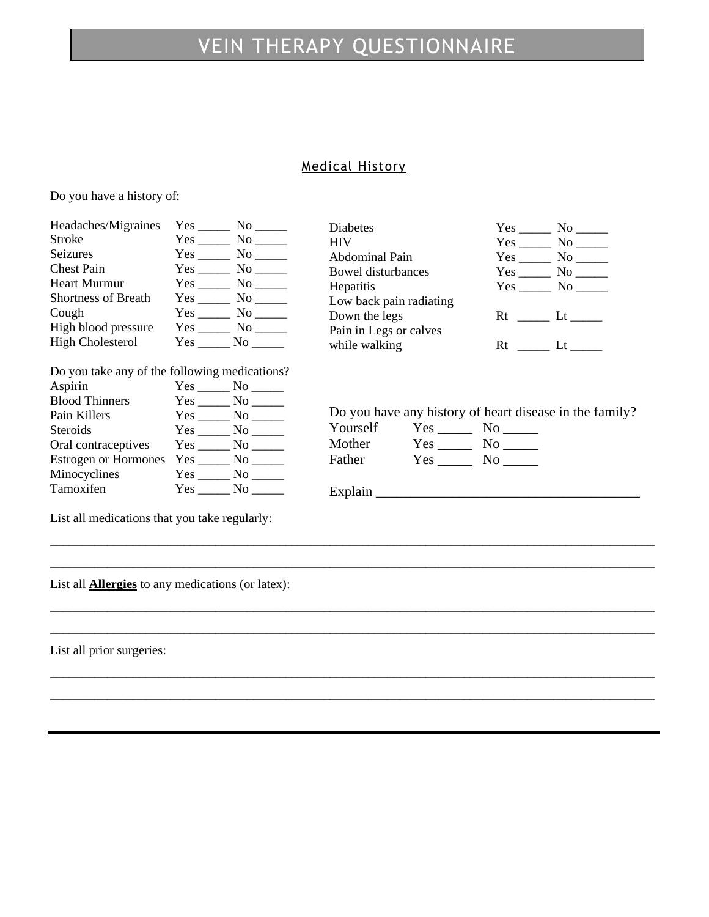# VEIN THERAPY QUESTIONNAIRE

## Medical History

Do you have a history of:

| | |
|---|---|
| Headaches/Migraines | Yes _____ No _____ |
| Stroke | Yes _____ No _____ |
| Seizures | Yes _____ No _____ |
| Chest Pain | Yes _____ No _____ |
| Heart Murmur | Yes _____ No _____ |
| Shortness of Breath | Yes _____ No _____ |
| Cough | Yes _____ No _____ |
| High blood pressure | Yes _____ No _____ |
| High Cholesterol | Yes _____ No _____ |
| Diabetes | Yes _____ No _____ |
| HIV | Yes _____ No _____ |
| Abdominal Pain | Yes _____ No _____ |
| Bowel disturbances | Yes _____ No _____ |
| Hepatitis | Yes _____ No _____ |
| Low back pain radiating Down the legs | Rt _____ Lt _____ |
| Pain in Legs or calves while walking | Rt _____ Lt _____ |

Do you take any of the following medications?

| | |
|---|---|
| Aspirin | Yes _____ No _____ |
| Blood Thinners | Yes _____ No _____ |
| Pain Killers | Yes _____ No _____ |
| Steroids | Yes _____ No _____ |
| Oral contraceptives | Yes _____ No _____ |
| Estrogen or Hormones | Yes _____ No _____ |
| Minocyclines | Yes _____ No _____ |
| Tamoxifen | Yes _____ No _____ |

Do you have any history of heart disease in the family?

| | |
|---|---|
| Yourself | Yes _____ No _____ |
| Mother | Yes _____ No _____ |
| Father | Yes _____ No _____ |

Explain ______________________________________

List all medications that you take regularly:

_____________________________________________________________________________________

_____________________________________________________________________________________

List all **Allergies** to any medications (or latex):

_____________________________________________________________________________________

_____________________________________________________________________________________

List all prior surgeries:

_____________________________________________________________________________________

_____________________________________________________________________________________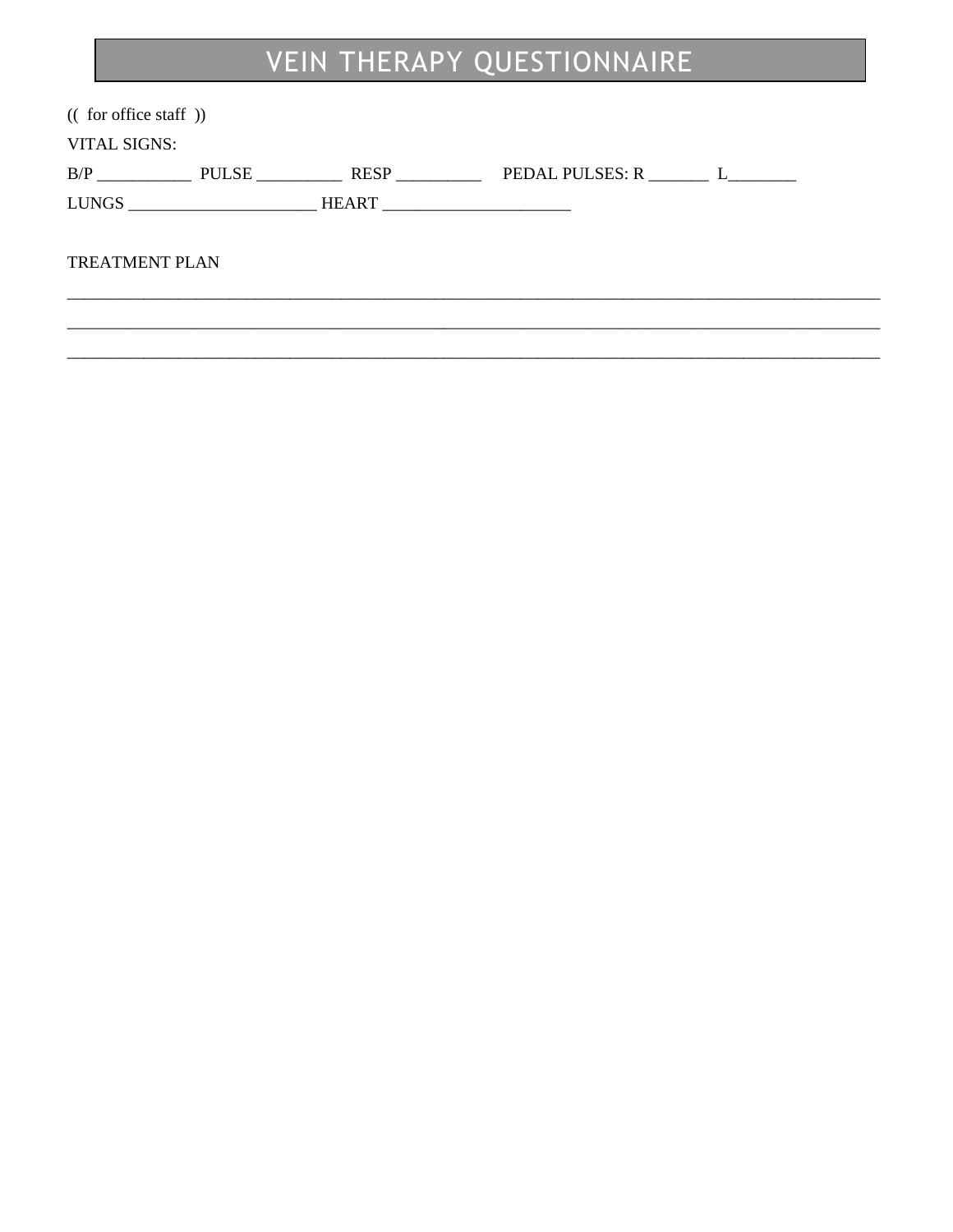# VEIN THERAPY QUESTIONNAIRE

(( for office staff ))

VITAL SIGNS:

B/P ___________ PULSE __________ RESP __________ PEDAL PULSES: R _______ L________

LUNGS ______________________ HEART ______________________

TREATMENT PLAN

___________________________________________________________________________________________________

___________________________________________________________________________________________________

___________________________________________________________________________________________________